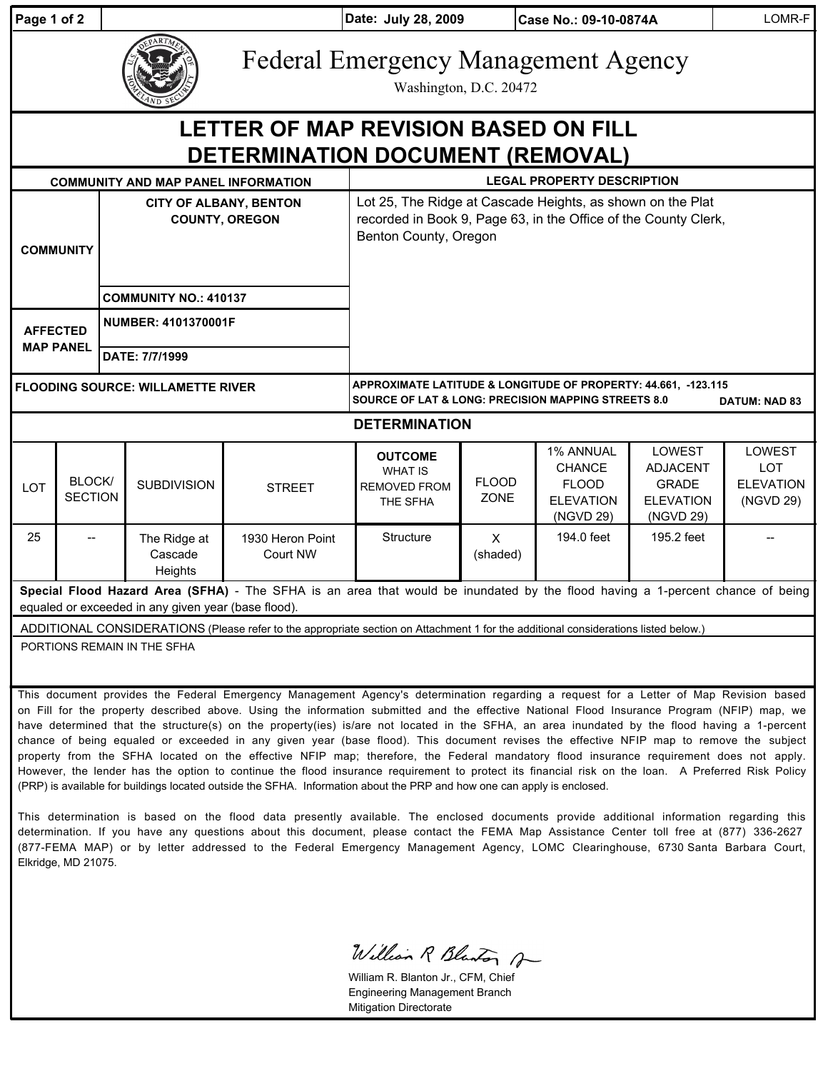Date: July 28, 2009 | Case No.: 09-10-0874A | LOMR-F

# Federal Emergency Management Agency

Washington, D.C. 20472

## LETTER OF MAP REVISION BASED ON FILL DETERMINATION DOCUMENT (REMOVAL)

| COMMUNITY AND MAP PANEL INFORMATION | | LEGAL PROPERTY DESCRIPTION |
|---|---|---|
| COMMUNITY | CITY OF ALBANY, BENTON COUNTY, OREGON | Lot 25, The Ridge at Cascade Heights, as shown on the Plat recorded in Book 9, Page 63, in the Office of the County Clerk, Benton County, Oregon |
| | COMMUNITY NO.: 410137 | |
| AFFECTED MAP PANEL | NUMBER: 4101370001F | |
| | DATE: 7/7/1999 | |
| FLOODING SOURCE: WILLAMETTE RIVER | | APPROXIMATE LATITUDE & LONGITUDE OF PROPERTY: 44.661, -123.115<br>SOURCE OF LAT & LONG: PRECISION MAPPING STREETS 8.0 DATUM: NAD 83 |

### DETERMINATION

| LOT | BLOCK/ SECTION | SUBDIVISION | STREET | OUTCOME WHAT IS REMOVED FROM THE SFHA | FLOOD ZONE | 1% ANNUAL CHANCE FLOOD ELEVATION (NGVD 29) | LOWEST ADJACENT GRADE ELEVATION (NGVD 29) | LOWEST LOT ELEVATION (NGVD 29) |
|---|---|---|---|---|---|---|---|---|
| 25 | -- | The Ridge at Cascade Heights | 1930 Heron Point Court NW | Structure | X (shaded) | 194.0 feet | 195.2 feet | -- |

**Special Flood Hazard Area (SFHA)** - The SFHA is an area that would be inundated by the flood having a 1-percent chance of being equaled or exceeded in any given year (base flood).

ADDITIONAL CONSIDERATIONS (Please refer to the appropriate section on Attachment 1 for the additional considerations listed below.)

PORTIONS REMAIN IN THE SFHA

This document provides the Federal Emergency Management Agency's determination regarding a request for a Letter of Map Revision based on Fill for the property described above. Using the information submitted and the effective National Flood Insurance Program (NFIP) map, we have determined that the structure(s) on the property(ies) is/are not located in the SFHA, an area inundated by the flood having a 1-percent chance of being equaled or exceeded in any given year (base flood). This document revises the effective NFIP map to remove the subject property from the SFHA located on the effective NFIP map; therefore, the Federal mandatory flood insurance requirement does not apply. However, the lender has the option to continue the flood insurance requirement to protect its financial risk on the loan. A Preferred Risk Policy (PRP) is available for buildings located outside the SFHA. Information about the PRP and how one can apply is enclosed.

This determination is based on the flood data presently available. The enclosed documents provide additional information regarding this determination. If you have any questions about this document, please contact the FEMA Map Assistance Center toll free at (877) 336-2627 (877-FEMA MAP) or by letter addressed to the Federal Emergency Management Agency, LOMC Clearinghouse, 6730 Santa Barbara Court, Elkridge, MD 21075.

William R. Blanton Jr., CFM, Chief
Engineering Management Branch
Mitigation Directorate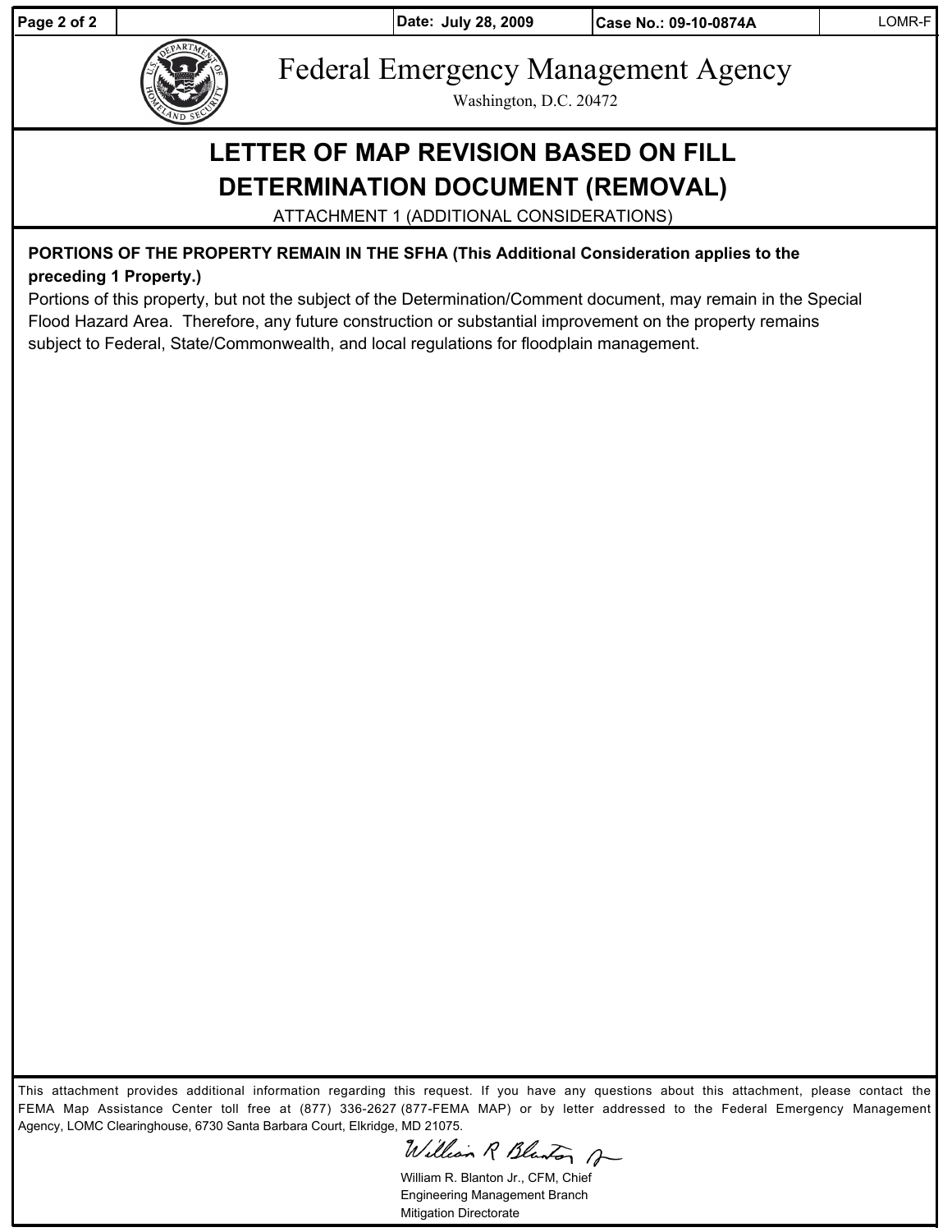| Page 2 of 2 | | Date: July 28, 2009 | Case No.: 09-10-0874A | LOMR-F |
|---|---|---|---|---|

# Federal Emergency Management Agency

Washington, D.C. 20472

## LETTER OF MAP REVISION BASED ON FILL DETERMINATION DOCUMENT (REMOVAL)

ATTACHMENT 1 (ADDITIONAL CONSIDERATIONS)

**PORTIONS OF THE PROPERTY REMAIN IN THE SFHA (This Additional Consideration applies to the preceding 1 Property.)**

Portions of this property, but not the subject of the Determination/Comment document, may remain in the Special Flood Hazard Area. Therefore, any future construction or substantial improvement on the property remains subject to Federal, State/Commonwealth, and local regulations for floodplain management.

This attachment provides additional information regarding this request. If you have any questions about this attachment, please contact the FEMA Map Assistance Center toll free at (877) 336-2627 (877-FEMA MAP) or by letter addressed to the Federal Emergency Management Agency, LOMC Clearinghouse, 6730 Santa Barbara Court, Elkridge, MD 21075.

William R. Blanton Jr., CFM, Chief
Engineering Management Branch
Mitigation Directorate